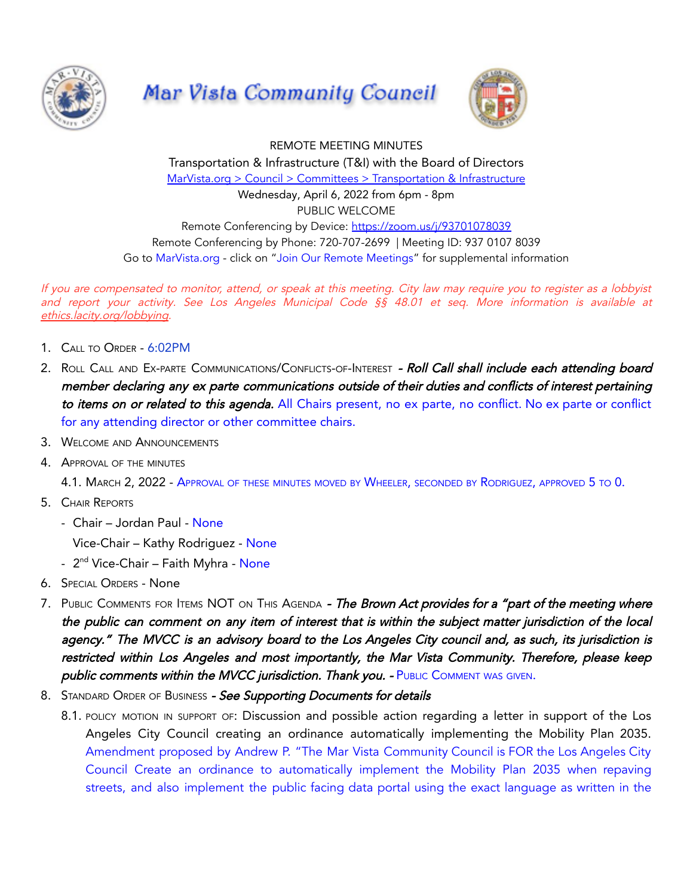# Mar Vista Community Council

REMOTE MEETING MINUTES

Transportation & Infrastructure (T&I) with the Board of Directors

[MarVista.org > Council > Committees > Transportation & Infrastructure]

Wednesday, April 6, 2022 from 6pm - 8pm

PUBLIC WELCOME

Remote Conferencing by Device: https://zoom.us/j/93701078039

Remote Conferencing by Phone: 720-707-2699 | Meeting ID: 937 0107 8039

Go to MarVista.org - click on "Join Our Remote Meetings" for supplemental information

*If you are compensated to monitor, attend, or speak at this meeting. City law may require you to register as a lobbyist and report your activity. See Los Angeles Municipal Code §§ 48.01 et seq. More information is available at ethics.lacity.org/lobbying.*

1. Call to Order - 6:02PM
2. Roll Call and Ex-parte Communications/Conflicts-of-Interest - ***Roll Call shall include each attending board member declaring any ex parte communications outside of their duties and conflicts of interest pertaining to items on or related to this agenda.*** All Chairs present, no ex parte, no conflict. No ex parte or conflict for any attending director or other committee chairs.
3. Welcome and Announcements
4. Approval of the minutes

   4.1. March 2, 2022 - Approval of these minutes moved by Wheeler, seconded by Rodriguez, approved 5 to 0.
5. Chair Reports
   - Chair – Jordan Paul - None

     Vice-Chair – Kathy Rodriguez - None
   - 2nd Vice-Chair – Faith Myhra - None
6. Special Orders - None
7. Public Comments for Items NOT on This Agenda - ***The Brown Act provides for a "part of the meeting where the public can comment on any item of interest that is within the subject matter jurisdiction of the local agency." The MVCC is an advisory board to the Los Angeles City council and, as such, its jurisdiction is restricted within Los Angeles and most importantly, the Mar Vista Community. Therefore, please keep public comments within the MVCC jurisdiction. Thank you.*** - Public Comment was given.
8. Standard Order of Business - ***See Supporting Documents for details***

   8.1. policy motion in support of: Discussion and possible action regarding a letter in support of the Los Angeles City Council creating an ordinance automatically implementing the Mobility Plan 2035. Amendment proposed by Andrew P. "The Mar Vista Community Council is FOR the Los Angeles City Council Create an ordinance to automatically implement the Mobility Plan 2035 when repaving streets, and also implement the public facing data portal using the exact language as written in the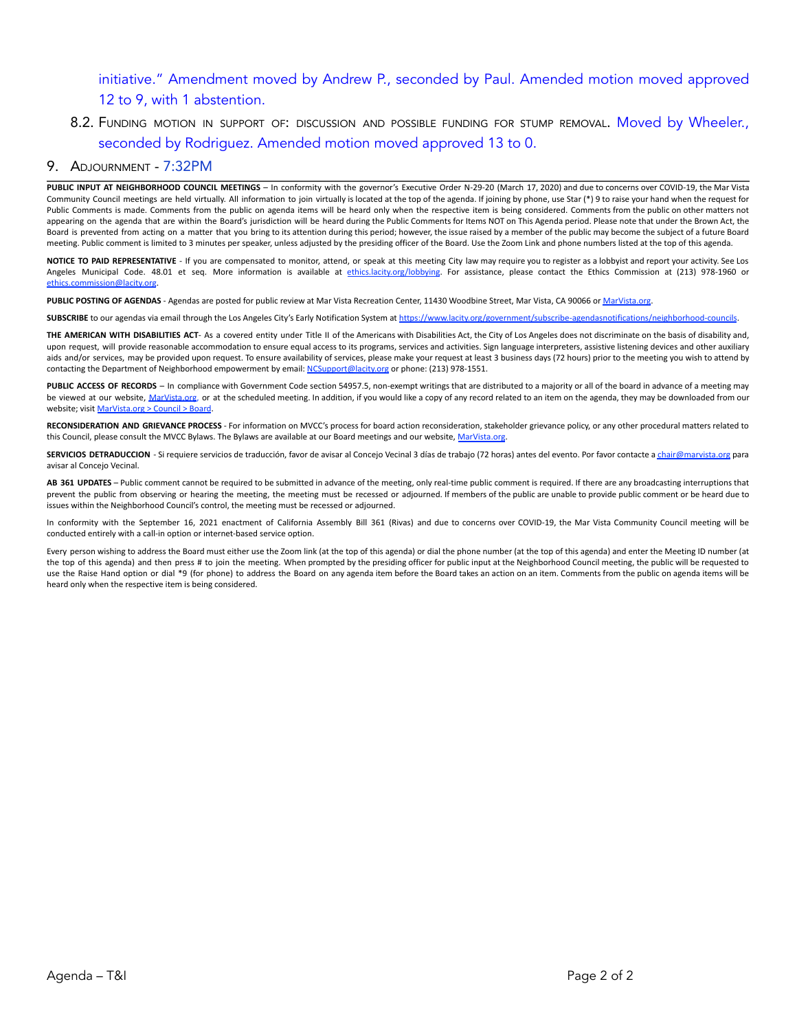initiative." Amendment moved by Andrew P., seconded by Paul. Amended motion moved approved 12 to 9, with 1 abstention.

8.2. Funding motion in support of: discussion and possible funding for stump removal. Moved by Wheeler., seconded by Rodriguez. Amended motion moved approved 13 to 0.

## 9. Adjournment - 7:32PM

**PUBLIC INPUT AT NEIGHBORHOOD COUNCIL MEETINGS** – In conformity with the governor's Executive Order N-29-20 (March 17, 2020) and due to concerns over COVID-19, the Mar Vista Community Council meetings are held virtually. All information to join virtually is located at the top of the agenda. If joining by phone, use Star (*) 9 to raise your hand when the request for Public Comments is made. Comments from the public on agenda items will be heard only when the respective item is being considered. Comments from the public on other matters not appearing on the agenda that are within the Board's jurisdiction will be heard during the Public Comments for Items NOT on This Agenda period. Please note that under the Brown Act, the Board is prevented from acting on a matter that you bring to its attention during this period; however, the issue raised by a member of the public may become the subject of a future Board meeting. Public comment is limited to 3 minutes per speaker, unless adjusted by the presiding officer of the Board. Use the Zoom Link and phone numbers listed at the top of this agenda.

**NOTICE TO PAID REPRESENTATIVE** - If you are compensated to monitor, attend, or speak at this meeting City law may require you to register as a lobbyist and report your activity. See Los Angeles Municipal Code. 48.01 et seq. More information is available at ethics.lacity.org/lobbying. For assistance, please contact the Ethics Commission at (213) 978-1960 or ethics.commission@lacity.org.

**PUBLIC POSTING OF AGENDAS** - Agendas are posted for public review at Mar Vista Recreation Center, 11430 Woodbine Street, Mar Vista, CA 90066 or MarVista.org.

**SUBSCRIBE** to our agendas via email through the Los Angeles City's Early Notification System at https://www.lacity.org/government/subscribe-agendasnotifications/neighborhood-councils.

**THE AMERICAN WITH DISABILITIES ACT**- As a covered entity under Title II of the Americans with Disabilities Act, the City of Los Angeles does not discriminate on the basis of disability and, upon request, will provide reasonable accommodation to ensure equal access to its programs, services and activities. Sign language interpreters, assistive listening devices and other auxiliary aids and/or services, may be provided upon request. To ensure availability of services, please make your request at least 3 business days (72 hours) prior to the meeting you wish to attend by contacting the Department of Neighborhood empowerment by email: NCSupport@lacity.org or phone: (213) 978-1551.

**PUBLIC ACCESS OF RECORDS** – In compliance with Government Code section 54957.5, non-exempt writings that are distributed to a majority or all of the board in advance of a meeting may be viewed at our website, MarVista.org, or at the scheduled meeting. In addition, if you would like a copy of any record related to an item on the agenda, they may be downloaded from our website; visit MarVista.org > Council > Board.

**RECONSIDERATION AND GRIEVANCE PROCESS** - For information on MVCC's process for board action reconsideration, stakeholder grievance policy, or any other procedural matters related to this Council, please consult the MVCC Bylaws. The Bylaws are available at our Board meetings and our website, MarVista.org.

**SERVICIOS DETRADUCCION** - Si requiere servicios de traducción, favor de avisar al Concejo Vecinal 3 días de trabajo (72 horas) antes del evento. Por favor contacte a chair@marvista.org para avisar al Concejo Vecinal.

**AB 361 UPDATES** – Public comment cannot be required to be submitted in advance of the meeting, only real-time public comment is required. If there are any broadcasting interruptions that prevent the public from observing or hearing the meeting, the meeting must be recessed or adjourned. If members of the public are unable to provide public comment or be heard due to issues within the Neighborhood Council's control, the meeting must be recessed or adjourned.

In conformity with the September 16, 2021 enactment of California Assembly Bill 361 (Rivas) and due to concerns over COVID-19, the Mar Vista Community Council meeting will be conducted entirely with a call-in option or internet-based service option.

Every person wishing to address the Board must either use the Zoom link (at the top of this agenda) or dial the phone number (at the top of this agenda) and enter the Meeting ID number (at the top of this agenda) and then press # to join the meeting. When prompted by the presiding officer for public input at the Neighborhood Council meeting, the public will be requested to use the Raise Hand option or dial *9 (for phone) to address the Board on any agenda item before the Board takes an action on an item. Comments from the public on agenda items will be heard only when the respective item is being considered.